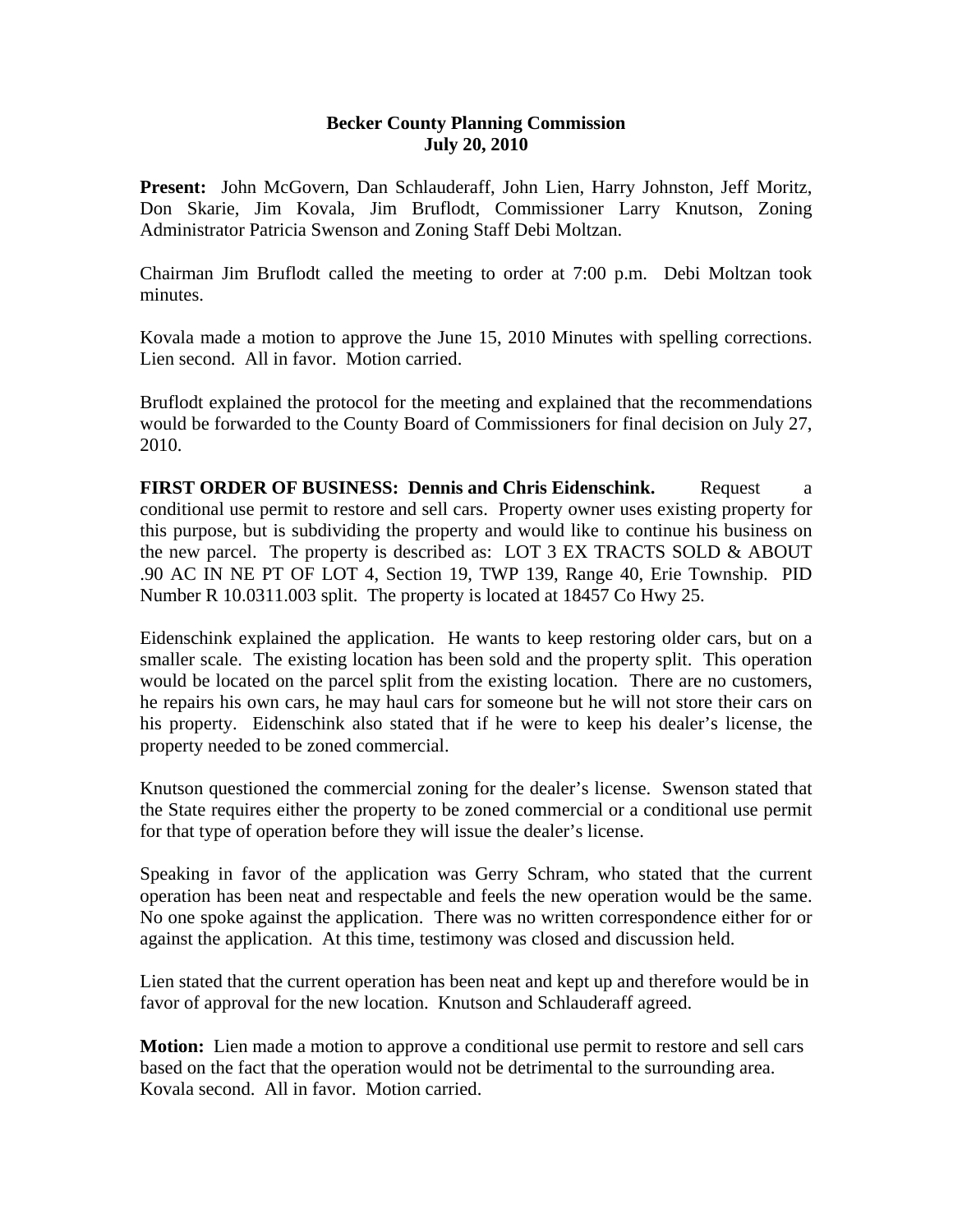**Becker County Planning Commission**
**July 20, 2010**

**Present:** John McGovern, Dan Schlauderaff, John Lien, Harry Johnston, Jeff Moritz, Don Skarie, Jim Kovala, Jim Bruflodt, Commissioner Larry Knutson, Zoning Administrator Patricia Swenson and Zoning Staff Debi Moltzan.

Chairman Jim Bruflodt called the meeting to order at 7:00 p.m. Debi Moltzan took minutes.

Kovala made a motion to approve the June 15, 2010 Minutes with spelling corrections. Lien second. All in favor. Motion carried.

Bruflodt explained the protocol for the meeting and explained that the recommendations would be forwarded to the County Board of Commissioners for final decision on July 27, 2010.

**FIRST ORDER OF BUSINESS: Dennis and Chris Eidenschink.** Request a conditional use permit to restore and sell cars. Property owner uses existing property for this purpose, but is subdividing the property and would like to continue his business on the new parcel. The property is described as: LOT 3 EX TRACTS SOLD & ABOUT .90 AC IN NE PT OF LOT 4, Section 19, TWP 139, Range 40, Erie Township. PID Number R 10.0311.003 split. The property is located at 18457 Co Hwy 25.

Eidenschink explained the application. He wants to keep restoring older cars, but on a smaller scale. The existing location has been sold and the property split. This operation would be located on the parcel split from the existing location. There are no customers, he repairs his own cars, he may haul cars for someone but he will not store their cars on his property. Eidenschink also stated that if he were to keep his dealer's license, the property needed to be zoned commercial.

Knutson questioned the commercial zoning for the dealer's license. Swenson stated that the State requires either the property to be zoned commercial or a conditional use permit for that type of operation before they will issue the dealer's license.

Speaking in favor of the application was Gerry Schram, who stated that the current operation has been neat and respectable and feels the new operation would be the same. No one spoke against the application. There was no written correspondence either for or against the application. At this time, testimony was closed and discussion held.

Lien stated that the current operation has been neat and kept up and therefore would be in favor of approval for the new location. Knutson and Schlauderaff agreed.

**Motion:** Lien made a motion to approve a conditional use permit to restore and sell cars based on the fact that the operation would not be detrimental to the surrounding area. Kovala second. All in favor. Motion carried.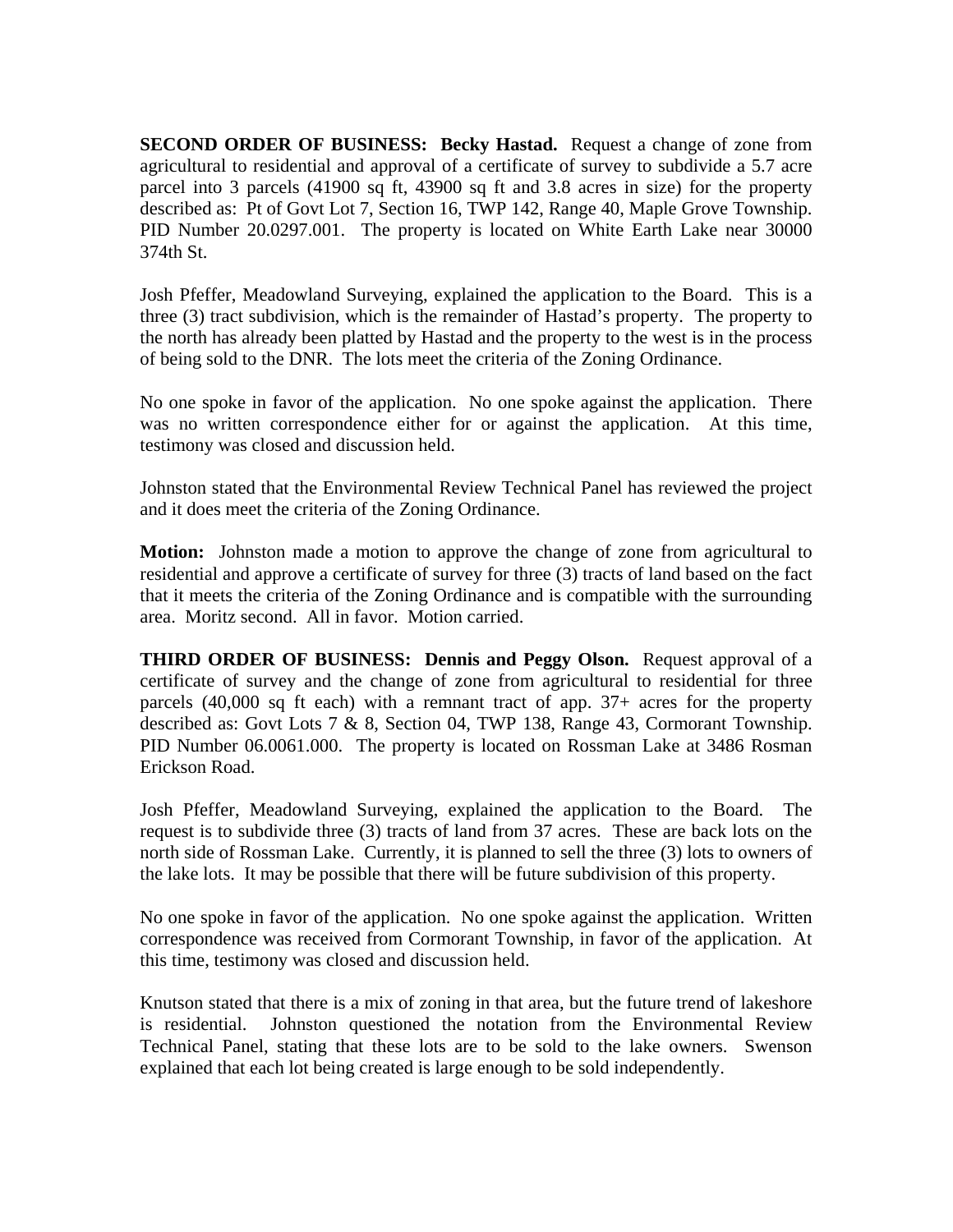**SECOND ORDER OF BUSINESS: Becky Hastad.** Request a change of zone from agricultural to residential and approval of a certificate of survey to subdivide a 5.7 acre parcel into 3 parcels (41900 sq ft, 43900 sq ft and 3.8 acres in size) for the property described as: Pt of Govt Lot 7, Section 16, TWP 142, Range 40, Maple Grove Township. PID Number 20.0297.001. The property is located on White Earth Lake near 30000 374th St.

Josh Pfeffer, Meadowland Surveying, explained the application to the Board. This is a three (3) tract subdivision, which is the remainder of Hastad's property. The property to the north has already been platted by Hastad and the property to the west is in the process of being sold to the DNR. The lots meet the criteria of the Zoning Ordinance.

No one spoke in favor of the application. No one spoke against the application. There was no written correspondence either for or against the application. At this time, testimony was closed and discussion held.

Johnston stated that the Environmental Review Technical Panel has reviewed the project and it does meet the criteria of the Zoning Ordinance.

**Motion:** Johnston made a motion to approve the change of zone from agricultural to residential and approve a certificate of survey for three (3) tracts of land based on the fact that it meets the criteria of the Zoning Ordinance and is compatible with the surrounding area. Moritz second. All in favor. Motion carried.

**THIRD ORDER OF BUSINESS: Dennis and Peggy Olson.** Request approval of a certificate of survey and the change of zone from agricultural to residential for three parcels (40,000 sq ft each) with a remnant tract of app. 37+ acres for the property described as: Govt Lots 7 & 8, Section 04, TWP 138, Range 43, Cormorant Township. PID Number 06.0061.000. The property is located on Rossman Lake at 3486 Rosman Erickson Road.

Josh Pfeffer, Meadowland Surveying, explained the application to the Board. The request is to subdivide three (3) tracts of land from 37 acres. These are back lots on the north side of Rossman Lake. Currently, it is planned to sell the three (3) lots to owners of the lake lots. It may be possible that there will be future subdivision of this property.

No one spoke in favor of the application. No one spoke against the application. Written correspondence was received from Cormorant Township, in favor of the application. At this time, testimony was closed and discussion held.

Knutson stated that there is a mix of zoning in that area, but the future trend of lakeshore is residential. Johnston questioned the notation from the Environmental Review Technical Panel, stating that these lots are to be sold to the lake owners. Swenson explained that each lot being created is large enough to be sold independently.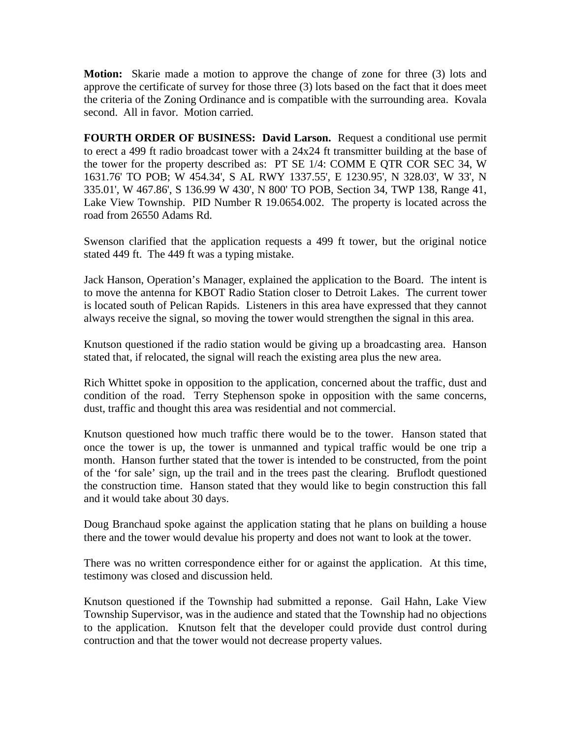**Motion:** Skarie made a motion to approve the change of zone for three (3) lots and approve the certificate of survey for those three (3) lots based on the fact that it does meet the criteria of the Zoning Ordinance and is compatible with the surrounding area. Kovala second. All in favor. Motion carried.

**FOURTH ORDER OF BUSINESS: David Larson.** Request a conditional use permit to erect a 499 ft radio broadcast tower with a 24x24 ft transmitter building at the base of the tower for the property described as: PT SE 1/4: COMM E QTR COR SEC 34, W 1631.76' TO POB; W 454.34', S AL RWY 1337.55', E 1230.95', N 328.03', W 33', N 335.01', W 467.86', S 136.99 W 430', N 800' TO POB, Section 34, TWP 138, Range 41, Lake View Township. PID Number R 19.0654.002. The property is located across the road from 26550 Adams Rd.

Swenson clarified that the application requests a 499 ft tower, but the original notice stated 449 ft. The 449 ft was a typing mistake.

Jack Hanson, Operation's Manager, explained the application to the Board. The intent is to move the antenna for KBOT Radio Station closer to Detroit Lakes. The current tower is located south of Pelican Rapids. Listeners in this area have expressed that they cannot always receive the signal, so moving the tower would strengthen the signal in this area.

Knutson questioned if the radio station would be giving up a broadcasting area. Hanson stated that, if relocated, the signal will reach the existing area plus the new area.

Rich Whittet spoke in opposition to the application, concerned about the traffic, dust and condition of the road. Terry Stephenson spoke in opposition with the same concerns, dust, traffic and thought this area was residential and not commercial.

Knutson questioned how much traffic there would be to the tower. Hanson stated that once the tower is up, the tower is unmanned and typical traffic would be one trip a month. Hanson further stated that the tower is intended to be constructed, from the point of the 'for sale' sign, up the trail and in the trees past the clearing. Bruflodt questioned the construction time. Hanson stated that they would like to begin construction this fall and it would take about 30 days.

Doug Branchaud spoke against the application stating that he plans on building a house there and the tower would devalue his property and does not want to look at the tower.

There was no written correspondence either for or against the application. At this time, testimony was closed and discussion held.

Knutson questioned if the Township had submitted a reponse. Gail Hahn, Lake View Township Supervisor, was in the audience and stated that the Township had no objections to the application. Knutson felt that the developer could provide dust control during contruction and that the tower would not decrease property values.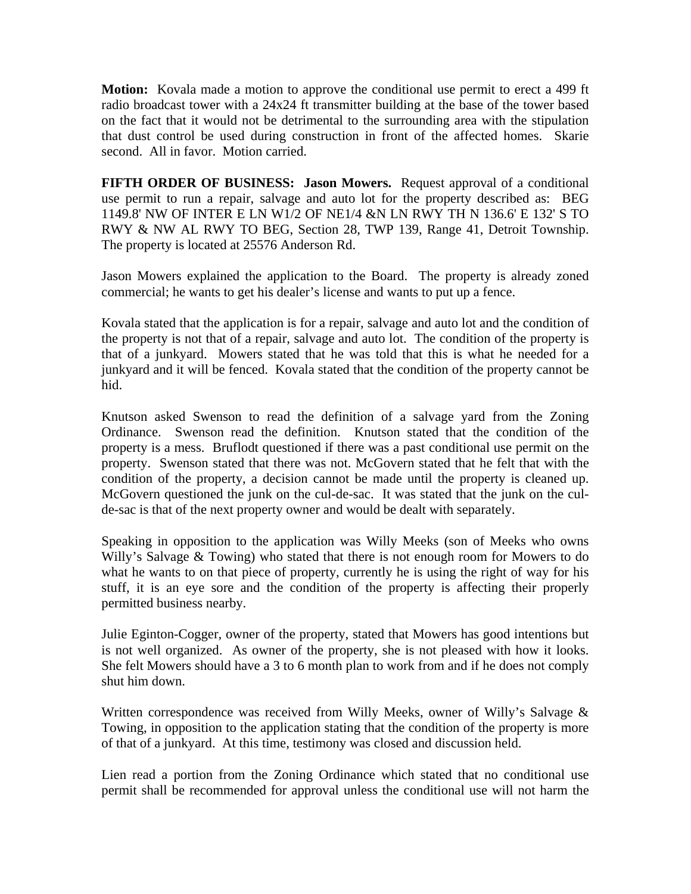**Motion:** Kovala made a motion to approve the conditional use permit to erect a 499 ft radio broadcast tower with a 24x24 ft transmitter building at the base of the tower based on the fact that it would not be detrimental to the surrounding area with the stipulation that dust control be used during construction in front of the affected homes. Skarie second. All in favor. Motion carried.

**FIFTH ORDER OF BUSINESS: Jason Mowers.** Request approval of a conditional use permit to run a repair, salvage and auto lot for the property described as: BEG 1149.8' NW OF INTER E LN W1/2 OF NE1/4 &N LN RWY TH N 136.6' E 132' S TO RWY & NW AL RWY TO BEG, Section 28, TWP 139, Range 41, Detroit Township. The property is located at 25576 Anderson Rd.

Jason Mowers explained the application to the Board. The property is already zoned commercial; he wants to get his dealer's license and wants to put up a fence.

Kovala stated that the application is for a repair, salvage and auto lot and the condition of the property is not that of a repair, salvage and auto lot. The condition of the property is that of a junkyard. Mowers stated that he was told that this is what he needed for a junkyard and it will be fenced. Kovala stated that the condition of the property cannot be hid.

Knutson asked Swenson to read the definition of a salvage yard from the Zoning Ordinance. Swenson read the definition. Knutson stated that the condition of the property is a mess. Bruflodt questioned if there was a past conditional use permit on the property. Swenson stated that there was not. McGovern stated that he felt that with the condition of the property, a decision cannot be made until the property is cleaned up. McGovern questioned the junk on the cul-de-sac. It was stated that the junk on the cul-de-sac is that of the next property owner and would be dealt with separately.

Speaking in opposition to the application was Willy Meeks (son of Meeks who owns Willy's Salvage & Towing) who stated that there is not enough room for Mowers to do what he wants to on that piece of property, currently he is using the right of way for his stuff, it is an eye sore and the condition of the property is affecting their properly permitted business nearby.

Julie Eginton-Cogger, owner of the property, stated that Mowers has good intentions but is not well organized. As owner of the property, she is not pleased with how it looks. She felt Mowers should have a 3 to 6 month plan to work from and if he does not comply shut him down.

Written correspondence was received from Willy Meeks, owner of Willy's Salvage & Towing, in opposition to the application stating that the condition of the property is more of that of a junkyard. At this time, testimony was closed and discussion held.

Lien read a portion from the Zoning Ordinance which stated that no conditional use permit shall be recommended for approval unless the conditional use will not harm the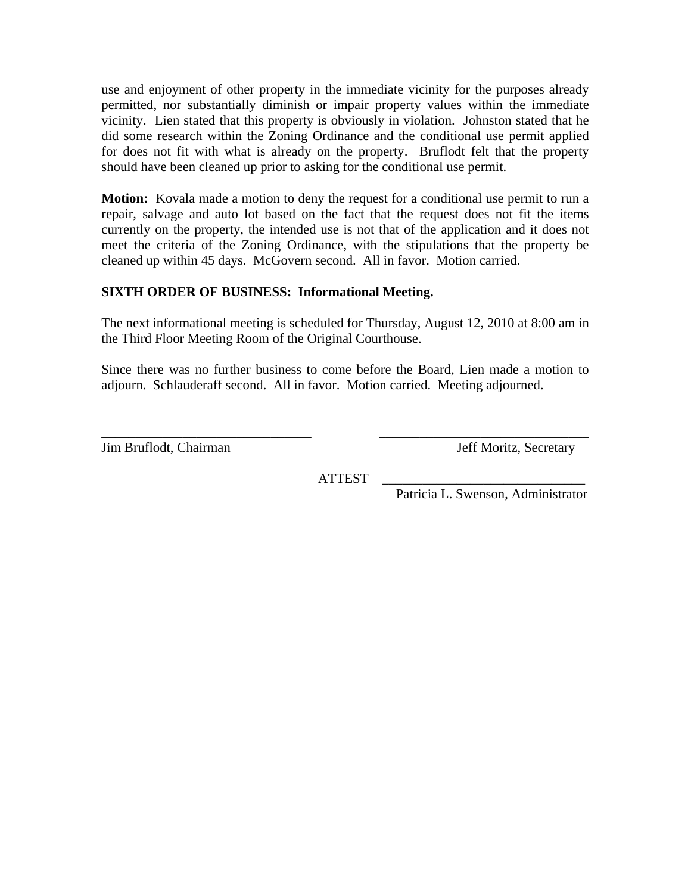use and enjoyment of other property in the immediate vicinity for the purposes already permitted, nor substantially diminish or impair property values within the immediate vicinity. Lien stated that this property is obviously in violation. Johnston stated that he did some research within the Zoning Ordinance and the conditional use permit applied for does not fit with what is already on the property. Bruflodt felt that the property should have been cleaned up prior to asking for the conditional use permit.

**Motion:** Kovala made a motion to deny the request for a conditional use permit to run a repair, salvage and auto lot based on the fact that the request does not fit the items currently on the property, the intended use is not that of the application and it does not meet the criteria of the Zoning Ordinance, with the stipulations that the property be cleaned up within 45 days. McGovern second. All in favor. Motion carried.

**SIXTH ORDER OF BUSINESS: Informational Meeting.**

The next informational meeting is scheduled for Thursday, August 12, 2010 at 8:00 am in the Third Floor Meeting Room of the Original Courthouse.

Since there was no further business to come before the Board, Lien made a motion to adjourn. Schlauderaff second. All in favor. Motion carried. Meeting adjourned.

_______________________________ _______________________________

Jim Bruflodt, Chairman Jeff Moritz, Secretary

ATTEST _______________________________

Patricia L. Swenson, Administrator